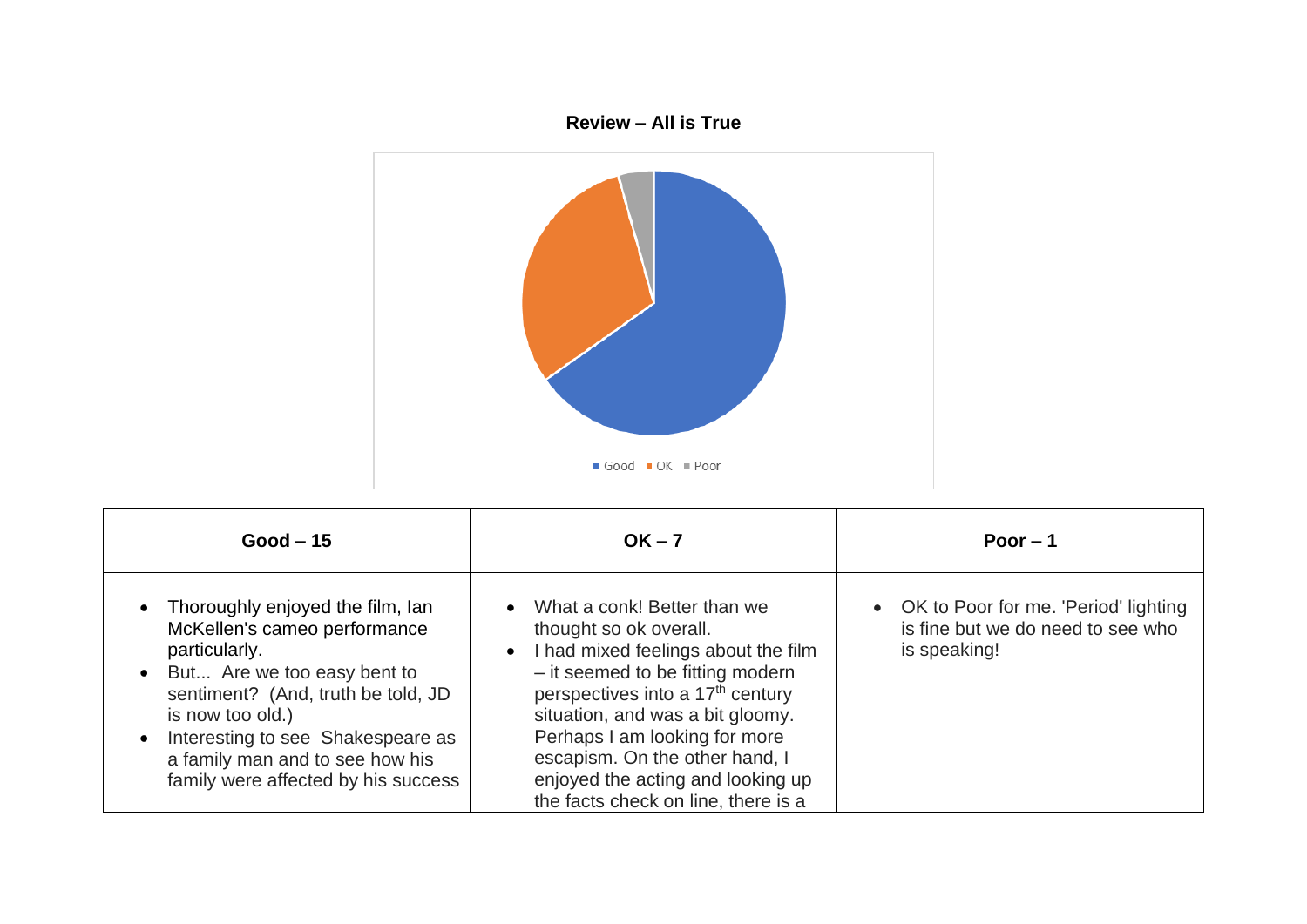**Review – All is True**

Good ■ OK ■ Poor

| Good – 15 | OK – 7 | Poor – 1 |
|---|---|---|
| • Thoroughly enjoyed the film, Ian McKellen's cameo performance particularly.<br>• But... Are we too easy bent to sentiment? (And, truth be told, JD is now too old.)<br>• Interesting to see Shakespeare as a family man and to see how his family were affected by his success | • What a conk! Better than we thought so ok overall.<br>• I had mixed feelings about the film – it seemed to be fitting modern perspectives into a 17th century situation, and was a bit gloomy. Perhaps I am looking for more escapism. On the other hand, I enjoyed the acting and looking up the facts check on line, there is a | • OK to Poor for me. 'Period' lighting is fine but we do need to see who is speaking! |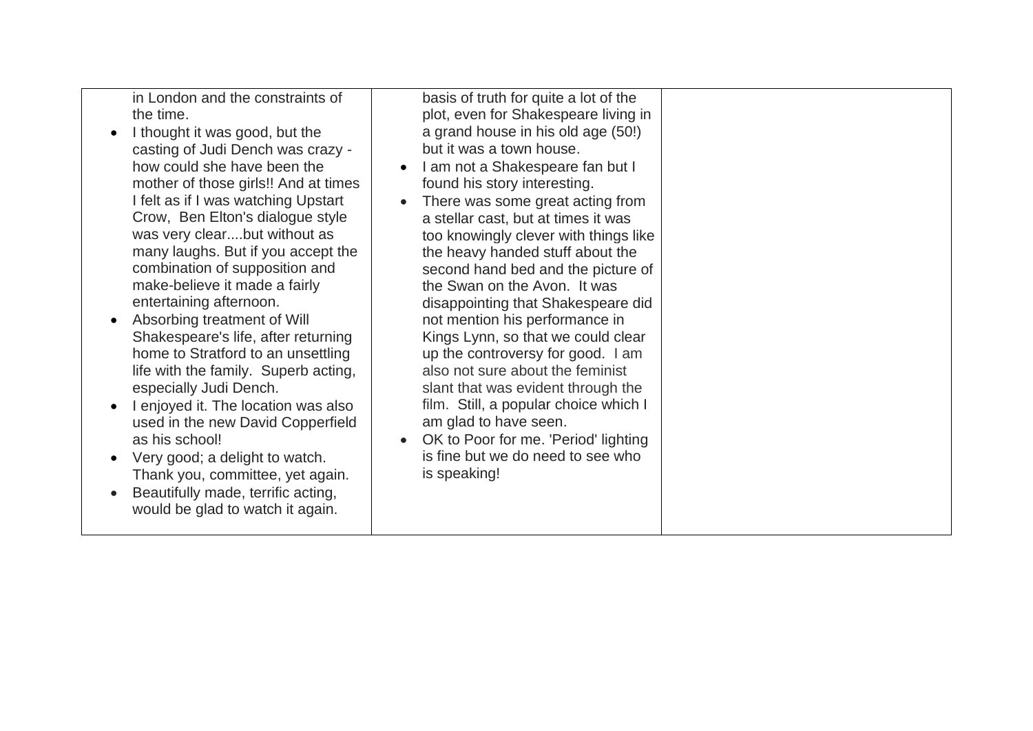| | | |
|---|---|---|
| in London and the constraints of the time.<br>• I thought it was good, but the casting of Judi Dench was crazy - how could she have been the mother of those girls!! And at times I felt as if I was watching Upstart Crow, Ben Elton's dialogue style was very clear....but without as many laughs. But if you accept the combination of supposition and make-believe it made a fairly entertaining afternoon.<br>• Absorbing treatment of Will Shakespeare's life, after returning home to Stratford to an unsettling life with the family. Superb acting, especially Judi Dench.<br>• I enjoyed it. The location was also used in the new David Copperfield as his school!<br>• Very good; a delight to watch. Thank you, committee, yet again.<br>• Beautifully made, terrific acting, would be glad to watch it again. | basis of truth for quite a lot of the plot, even for Shakespeare living in a grand house in his old age (50!) but it was a town house.<br>• I am not a Shakespeare fan but I found his story interesting.<br>• There was some great acting from a stellar cast, but at times it was too knowingly clever with things like the heavy handed stuff about the second hand bed and the picture of the Swan on the Avon. It was disappointing that Shakespeare did not mention his performance in Kings Lynn, so that we could clear up the controversy for good. I am also not sure about the feminist slant that was evident through the film. Still, a popular choice which I am glad to have seen.<br>• OK to Poor for me. 'Period' lighting is fine but we do need to see who is speaking! | |